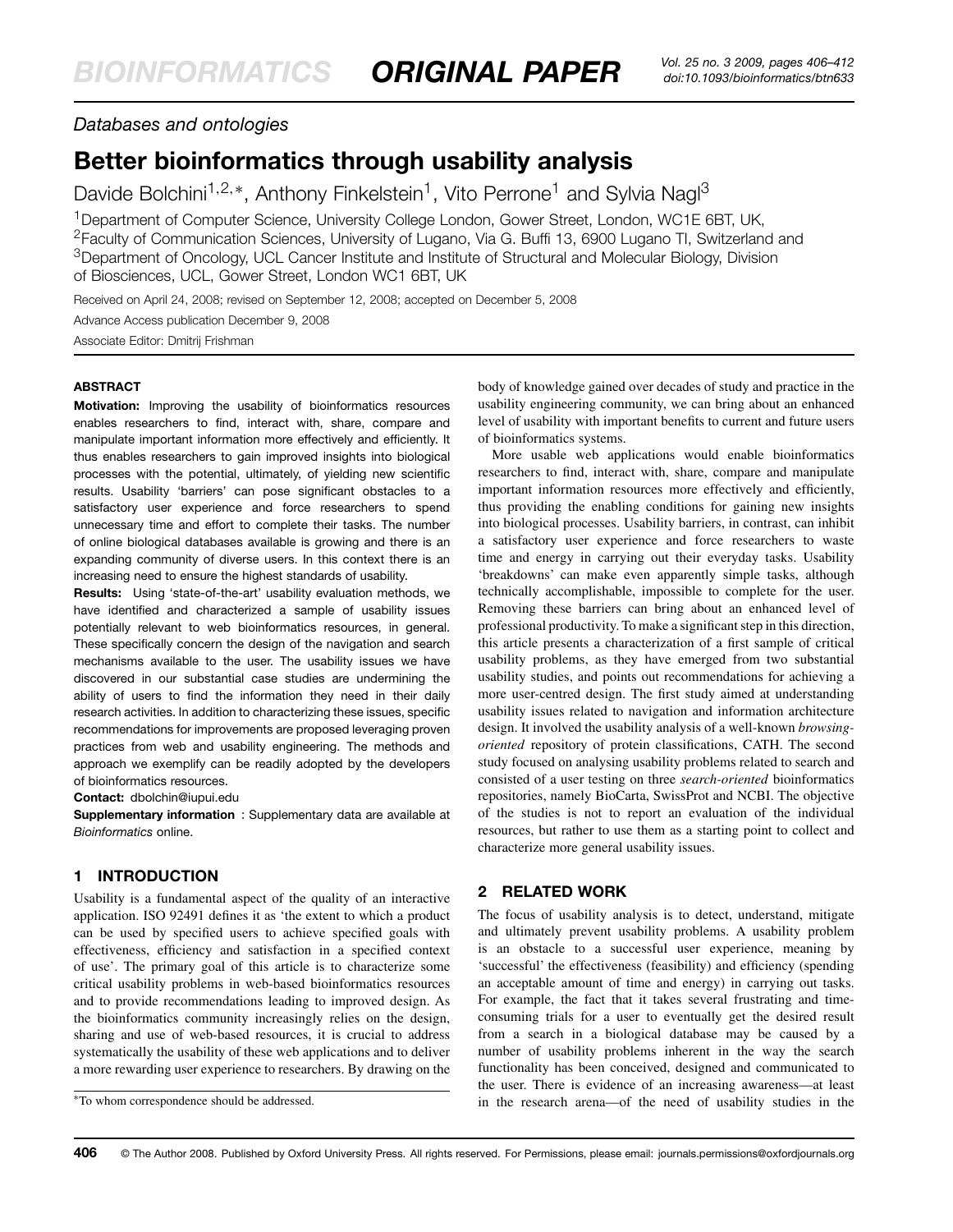*Databases and ontologies*

# Better bioinformatics through usability analysis

Davide Bolchini[1,2,*], Anthony Finkelstein[1], Vito Perrone[1] and Sylvia Nagl[3]

[1]Department of Computer Science, University College London, Gower Street, London, WC1E 6BT, UK, [2]Faculty of Communication Sciences, University of Lugano, Via G. Buffi 13, 6900 Lugano TI, Switzerland and [3]Department of Oncology, UCL Cancer Institute and Institute of Structural and Molecular Biology, Division of Biosciences, UCL, Gower Street, London WC1 6BT, UK

Received on April 24, 2008; revised on September 12, 2008; accepted on December 5, 2008

Advance Access publication December 9, 2008

Associate Editor: Dmitrij Frishman

## ABSTRACT

**Motivation:** Improving the usability of bioinformatics resources enables researchers to find, interact with, share, compare and manipulate important information more effectively and efficiently. It thus enables researchers to gain improved insights into biological processes with the potential, ultimately, of yielding new scientific results. Usability 'barriers' can pose significant obstacles to a satisfactory user experience and force researchers to spend unnecessary time and effort to complete their tasks. The number of online biological databases available is growing and there is an expanding community of diverse users. In this context there is an increasing need to ensure the highest standards of usability.

**Results:** Using 'state-of-the-art' usability evaluation methods, we have identified and characterized a sample of usability issues potentially relevant to web bioinformatics resources, in general. These specifically concern the design of the navigation and search mechanisms available to the user. The usability issues we have discovered in our substantial case studies are undermining the ability of users to find the information they need in their daily research activities. In addition to characterizing these issues, specific recommendations for improvements are proposed leveraging proven practices from web and usability engineering. The methods and approach we exemplify can be readily adopted by the developers of bioinformatics resources.

**Contact:** dbolchin@iupui.edu

**Supplementary information** : Supplementary data are available at *Bioinformatics* online.

## 1 INTRODUCTION

Usability is a fundamental aspect of the quality of an interactive application. ISO 92491 defines it as 'the extent to which a product can be used by specified users to achieve specified goals with effectiveness, efficiency and satisfaction in a specified context of use'. The primary goal of this article is to characterize some critical usability problems in web-based bioinformatics resources and to provide recommendations leading to improved design. As the bioinformatics community increasingly relies on the design, sharing and use of web-based resources, it is crucial to address systematically the usability of these web applications and to deliver a more rewarding user experience to researchers. By drawing on the body of knowledge gained over decades of study and practice in the usability engineering community, we can bring about an enhanced level of usability with important benefits to current and future users of bioinformatics systems.

More usable web applications would enable bioinformatics researchers to find, interact with, share, compare and manipulate important information resources more effectively and efficiently, thus providing the enabling conditions for gaining new insights into biological processes. Usability barriers, in contrast, can inhibit a satisfactory user experience and force researchers to waste time and energy in carrying out their everyday tasks. Usability 'breakdowns' can make even apparently simple tasks, although technically accomplishable, impossible to complete for the user. Removing these barriers can bring about an enhanced level of professional productivity. To make a significant step in this direction, this article presents a characterization of a first sample of critical usability problems, as they have emerged from two substantial usability studies, and points out recommendations for achieving a more user-centred design. The first study aimed at understanding usability issues related to navigation and information architecture design. It involved the usability analysis of a well-known *browsing-oriented* repository of protein classifications, CATH. The second study focused on analysing usability problems related to search and consisted of a user testing on three *search-oriented* bioinformatics repositories, namely BioCarta, SwissProt and NCBI. The objective of the studies is not to report an evaluation of the individual resources, but rather to use them as a starting point to collect and characterize more general usability issues.

## 2 RELATED WORK

The focus of usability analysis is to detect, understand, mitigate and ultimately prevent usability problems. A usability problem is an obstacle to a successful user experience, meaning by 'successful' the effectiveness (feasibility) and efficiency (spending an acceptable amount of time and energy) in carrying out tasks. For example, the fact that it takes several frustrating and time-consuming trials for a user to eventually get the desired result from a search in a biological database may be caused by a number of usability problems inherent in the way the search functionality has been conceived, designed and communicated to the user. There is evidence of an increasing awareness—at least in the research arena—of the need of usability studies in the

*To whom correspondence should be addressed.

© The Author 2008. Published by Oxford University Press. All rights reserved. For Permissions, please email: journals.permissions@oxfordjournals.org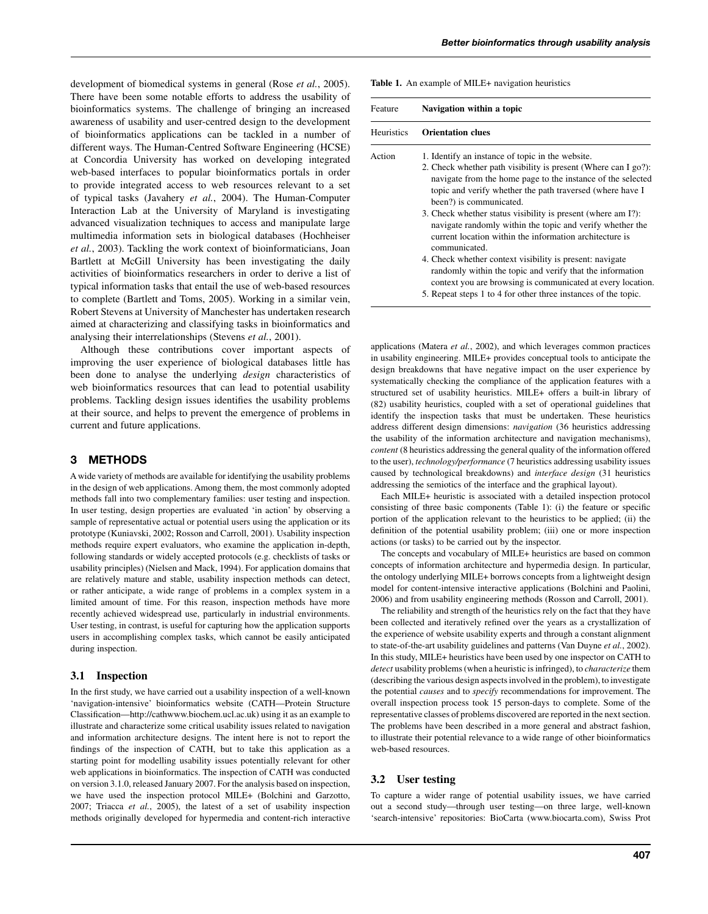development of biomedical systems in general (Rose *et al.*, 2005). There have been some notable efforts to address the usability of bioinformatics systems. The challenge of bringing an increased awareness of usability and user-centred design to the development of bioinformatics applications can be tackled in a number of different ways. The Human-Centred Software Engineering (HCSE) at Concordia University has worked on developing integrated web-based interfaces to popular bioinformatics portals in order to provide integrated access to web resources relevant to a set of typical tasks (Javahery *et al.*, 2004). The Human-Computer Interaction Lab at the University of Maryland is investigating advanced visualization techniques to access and manipulate large multimedia information sets in biological databases (Hochheiser *et al.*, 2003). Tackling the work context of bioinformaticians, Joan Bartlett at McGill University has been investigating the daily activities of bioinformatics researchers in order to derive a list of typical information tasks that entail the use of web-based resources to complete (Bartlett and Toms, 2005). Working in a similar vein, Robert Stevens at University of Manchester has undertaken research aimed at characterizing and classifying tasks in bioinformatics and analysing their interrelationships (Stevens *et al.*, 2001).

Although these contributions cover important aspects of improving the user experience of biological databases little has been done to analyse the underlying *design* characteristics of web bioinformatics resources that can lead to potential usability problems. Tackling design issues identifies the usability problems at their source, and helps to prevent the emergence of problems in current and future applications.

## 3 METHODS

A wide variety of methods are available for identifying the usability problems in the design of web applications. Among them, the most commonly adopted methods fall into two complementary families: user testing and inspection. In user testing, design properties are evaluated 'in action' by observing a sample of representative actual or potential users using the application or its prototype (Kuniavski, 2002; Rosson and Carroll, 2001). Usability inspection methods require expert evaluators, who examine the application in-depth, following standards or widely accepted protocols (e.g. checklists of tasks or usability principles) (Nielsen and Mack, 1994). For application domains that are relatively mature and stable, usability inspection methods can detect, or rather anticipate, a wide range of problems in a complex system in a limited amount of time. For this reason, inspection methods have more recently achieved widespread use, particularly in industrial environments. User testing, in contrast, is useful for capturing how the application supports users in accomplishing complex tasks, which cannot be easily anticipated during inspection.

### 3.1 Inspection

In the first study, we have carried out a usability inspection of a well-known 'navigation-intensive' bioinformatics website (CATH—Protein Structure Classification—http://cathwww.biochem.ucl.ac.uk) using it as an example to illustrate and characterize some critical usability issues related to navigation and information architecture designs. The intent here is not to report the findings of the inspection of CATH, but to take this application as a starting point for modelling usability issues potentially relevant for other web applications in bioinformatics. The inspection of CATH was conducted on version 3.1.0, released January 2007. For the analysis based on inspection, we have used the inspection protocol MILE+ (Bolchini and Garzotto, 2007; Triacca *et al.*, 2005), the latest of a set of usability inspection methods originally developed for hypermedia and content-rich interactive applications (Matera *et al.*, 2002), and which leverages common practices in usability engineering. MILE+ provides conceptual tools to anticipate the design breakdowns that have negative impact on the user experience by systematically checking the compliance of the application features with a structured set of usability heuristics. MILE+ offers a built-in library of (82) usability heuristics, coupled with a set of operational guidelines that identify the inspection tasks that must be undertaken. These heuristics address different design dimensions: *navigation* (36 heuristics addressing the usability of the information architecture and navigation mechanisms), *content* (8 heuristics addressing the general quality of the information offered to the user), *technology/performance* (7 heuristics addressing usability issues caused by technological breakdowns) and *interface design* (31 heuristics addressing the semiotics of the interface and the graphical layout).

**Table 1.** An example of MILE+ navigation heuristics

| Feature | **Navigation within a topic** |
|---|---|
| Heuristics | **Orientation clues** |
| Action | 1. Identify an instance of topic in the website.<br>2. Check whether path visibility is present (Where can I go?): navigate from the home page to the instance of the selected topic and verify whether the path traversed (where have I been?) is communicated.<br>3. Check whether status visibility is present (where am I?): navigate randomly within the topic and verify whether the current location within the information architecture is communicated.<br>4. Check whether context visibility is present: navigate randomly within the topic and verify that the information context you are browsing is communicated at every location.<br>5. Repeat steps 1 to 4 for other three instances of the topic. |

Each MILE+ heuristic is associated with a detailed inspection protocol consisting of three basic components (Table 1): (i) the feature or specific portion of the application relevant to the heuristics to be applied; (ii) the definition of the potential usability problem; (iii) one or more inspection actions (or tasks) to be carried out by the inspector.

The concepts and vocabulary of MILE+ heuristics are based on common concepts of information architecture and hypermedia design. In particular, the ontology underlying MILE+ borrows concepts from a lightweight design model for content-intensive interactive applications (Bolchini and Paolini, 2006) and from usability engineering methods (Rosson and Carroll, 2001).

The reliability and strength of the heuristics rely on the fact that they have been collected and iteratively refined over the years as a crystallization of the experience of website usability experts and through a constant alignment to state-of-the-art usability guidelines and patterns (Van Duyne *et al.*, 2002). In this study, MILE+ heuristics have been used by one inspector on CATH to *detect* usability problems (when a heuristic is infringed), to *characterize* them (describing the various design aspects involved in the problem), to investigate the potential *causes* and to *specify* recommendations for improvement. The overall inspection process took 15 person-days to complete. Some of the representative classes of problems discovered are reported in the next section. The problems have been described in a more general and abstract fashion, to illustrate their potential relevance to a wide range of other bioinformatics web-based resources.

### 3.2 User testing

To capture a wider range of potential usability issues, we have carried out a second study—through user testing—on three large, well-known 'search-intensive' repositories: BioCarta (www.biocarta.com), Swiss Prot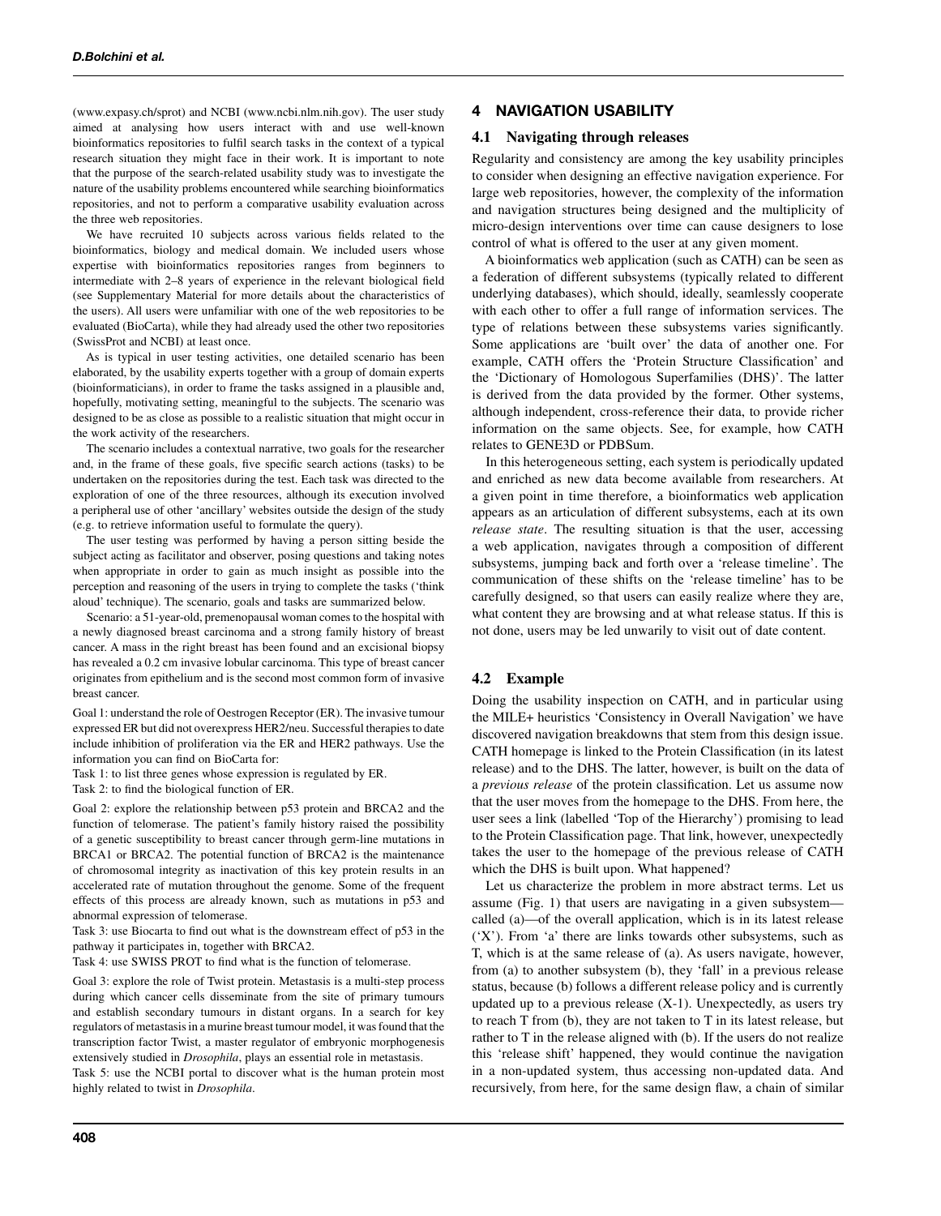(www.expasy.ch/sprot) and NCBI (www.ncbi.nlm.nih.gov). The user study aimed at analysing how users interact with and use well-known bioinformatics repositories to fulfil search tasks in the context of a typical research situation they might face in their work. It is important to note that the purpose of the search-related usability study was to investigate the nature of the usability problems encountered while searching bioinformatics repositories, and not to perform a comparative usability evaluation across the three web repositories.

We have recruited 10 subjects across various fields related to the bioinformatics, biology and medical domain. We included users whose expertise with bioinformatics repositories ranges from beginners to intermediate with 2–8 years of experience in the relevant biological field (see Supplementary Material for more details about the characteristics of the users). All users were unfamiliar with one of the web repositories to be evaluated (BioCarta), while they had already used the other two repositories (SwissProt and NCBI) at least once.

As is typical in user testing activities, one detailed scenario has been elaborated, by the usability experts together with a group of domain experts (bioinformaticians), in order to frame the tasks assigned in a plausible and, hopefully, motivating setting, meaningful to the subjects. The scenario was designed to be as close as possible to a realistic situation that might occur in the work activity of the researchers.

The scenario includes a contextual narrative, two goals for the researcher and, in the frame of these goals, five specific search actions (tasks) to be undertaken on the repositories during the test. Each task was directed to the exploration of one of the three resources, although its execution involved a peripheral use of other 'ancillary' websites outside the design of the study (e.g. to retrieve information useful to formulate the query).

The user testing was performed by having a person sitting beside the subject acting as facilitator and observer, posing questions and taking notes when appropriate in order to gain as much insight as possible into the perception and reasoning of the users in trying to complete the tasks ('think aloud' technique). The scenario, goals and tasks are summarized below.

Scenario: a 51-year-old, premenopausal woman comes to the hospital with a newly diagnosed breast carcinoma and a strong family history of breast cancer. A mass in the right breast has been found and an excisional biopsy has revealed a 0.2 cm invasive lobular carcinoma. This type of breast cancer originates from epithelium and is the second most common form of invasive breast cancer.

Goal 1: understand the role of Oestrogen Receptor (ER). The invasive tumour expressed ER but did not overexpress HER2/neu. Successful therapies to date include inhibition of proliferation via the ER and HER2 pathways. Use the information you can find on BioCarta for:

Task 1: to list three genes whose expression is regulated by ER.

Task 2: to find the biological function of ER.

Goal 2: explore the relationship between p53 protein and BRCA2 and the function of telomerase. The patient's family history raised the possibility of a genetic susceptibility to breast cancer through germ-line mutations in BRCA1 or BRCA2. The potential function of BRCA2 is the maintenance of chromosomal integrity as inactivation of this key protein results in an accelerated rate of mutation throughout the genome. Some of the frequent effects of this process are already known, such as mutations in p53 and abnormal expression of telomerase.

Task 3: use Biocarta to find out what is the downstream effect of p53 in the pathway it participates in, together with BRCA2.

Task 4: use SWISS PROT to find what is the function of telomerase.

Goal 3: explore the role of Twist protein. Metastasis is a multi-step process during which cancer cells disseminate from the site of primary tumours and establish secondary tumours in distant organs. In a search for key regulators of metastasis in a murine breast tumour model, it was found that the transcription factor Twist, a master regulator of embryonic morphogenesis extensively studied in *Drosophila*, plays an essential role in metastasis.

Task 5: use the NCBI portal to discover what is the human protein most highly related to twist in *Drosophila*.

## 4 NAVIGATION USABILITY

### 4.1 Navigating through releases

Regularity and consistency are among the key usability principles to consider when designing an effective navigation experience. For large web repositories, however, the complexity of the information and navigation structures being designed and the multiplicity of micro-design interventions over time can cause designers to lose control of what is offered to the user at any given moment.

A bioinformatics web application (such as CATH) can be seen as a federation of different subsystems (typically related to different underlying databases), which should, ideally, seamlessly cooperate with each other to offer a full range of information services. The type of relations between these subsystems varies significantly. Some applications are 'built over' the data of another one. For example, CATH offers the 'Protein Structure Classification' and the 'Dictionary of Homologous Superfamilies (DHS)'. The latter is derived from the data provided by the former. Other systems, although independent, cross-reference their data, to provide richer information on the same objects. See, for example, how CATH relates to GENE3D or PDBSum.

In this heterogeneous setting, each system is periodically updated and enriched as new data become available from researchers. At a given point in time therefore, a bioinformatics web application appears as an articulation of different subsystems, each at its own *release state*. The resulting situation is that the user, accessing a web application, navigates through a composition of different subsystems, jumping back and forth over a 'release timeline'. The communication of these shifts on the 'release timeline' has to be carefully designed, so that users can easily realize where they are, what content they are browsing and at what release status. If this is not done, users may be led unwarily to visit out of date content.

### 4.2 Example

Doing the usability inspection on CATH, and in particular using the MILE+ heuristics 'Consistency in Overall Navigation' we have discovered navigation breakdowns that stem from this design issue. CATH homepage is linked to the Protein Classification (in its latest release) and to the DHS. The latter, however, is built on the data of a *previous release* of the protein classification. Let us assume now that the user moves from the homepage to the DHS. From here, the user sees a link (labelled 'Top of the Hierarchy') promising to lead to the Protein Classification page. That link, however, unexpectedly takes the user to the homepage of the previous release of CATH which the DHS is built upon. What happened?

Let us characterize the problem in more abstract terms. Let us assume (Fig. 1) that users are navigating in a given subsystem—called (a)—of the overall application, which is in its latest release ('X'). From 'a' there are links towards other subsystems, such as T, which is at the same release of (a). As users navigate, however, from (a) to another subsystem (b), they 'fall' in a previous release status, because (b) follows a different release policy and is currently updated up to a previous release (X-1). Unexpectedly, as users try to reach T from (b), they are not taken to T in its latest release, but rather to T in the release aligned with (b). If the users do not realize this 'release shift' happened, they would continue the navigation in a non-updated system, thus accessing non-updated data. And recursively, from here, for the same design flaw, a chain of similar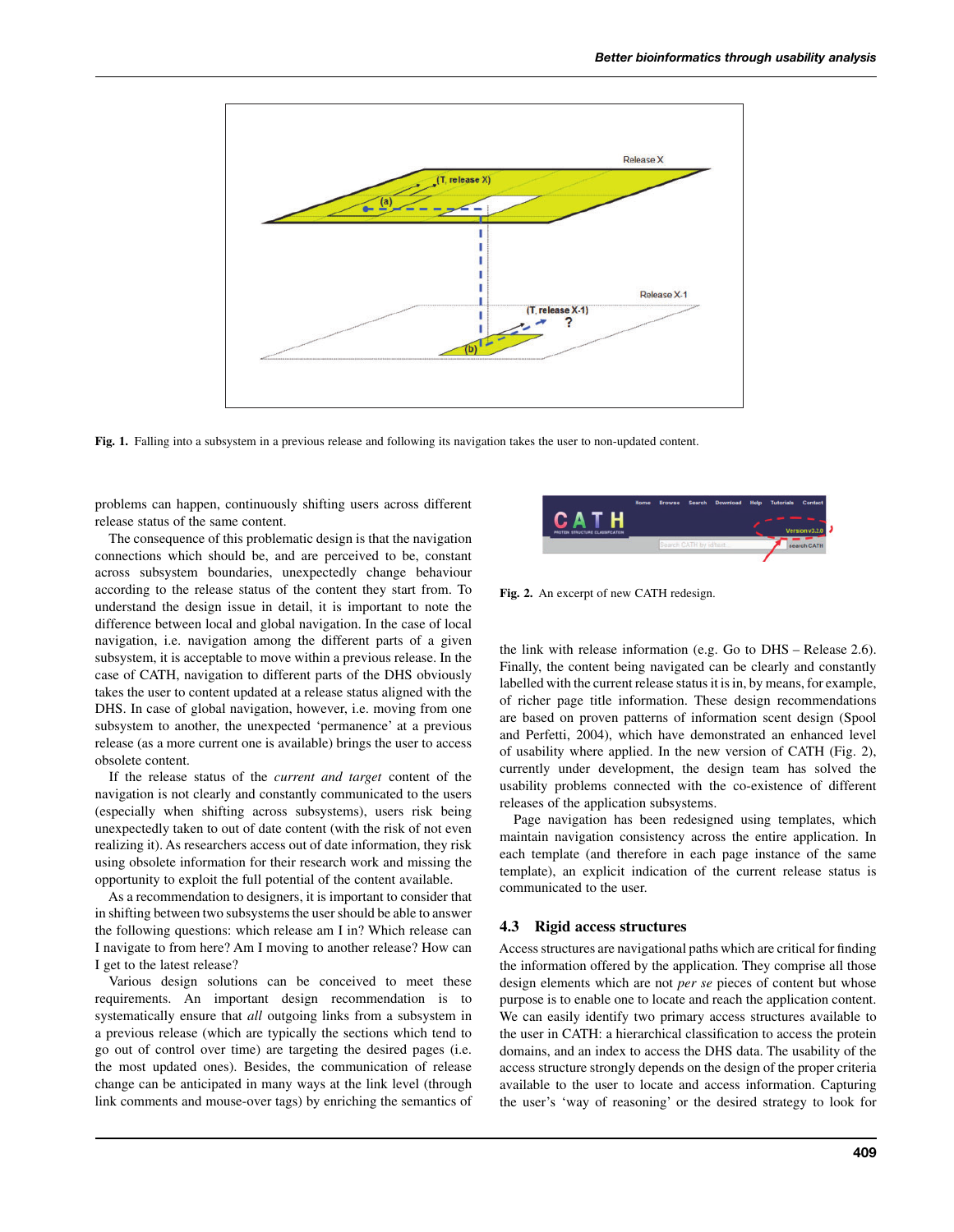Fig. 1. Falling into a subsystem in a previous release and following its navigation takes the user to non-updated content.

problems can happen, continuously shifting users across different release status of the same content.

The consequence of this problematic design is that the navigation connections which should be, and are perceived to be, constant across subsystem boundaries, unexpectedly change behaviour according to the release status of the content they start from. To understand the design issue in detail, it is important to note the difference between local and global navigation. In the case of local navigation, i.e. navigation among the different parts of a given subsystem, it is acceptable to move within a previous release. In the case of CATH, navigation to different parts of the DHS obviously takes the user to content updated at a release status aligned with the DHS. In case of global navigation, however, i.e. moving from one subsystem to another, the unexpected 'permanence' at a previous release (as a more current one is available) brings the user to access obsolete content.

If the release status of the *current and target* content of the navigation is not clearly and constantly communicated to the users (especially when shifting across subsystems), users risk being unexpectedly taken to out of date content (with the risk of not even realizing it). As researchers access out of date information, they risk using obsolete information for their research work and missing the opportunity to exploit the full potential of the content available.

As a recommendation to designers, it is important to consider that in shifting between two subsystems the user should be able to answer the following questions: which release am I in? Which release can I navigate to from here? Am I moving to another release? How can I get to the latest release?

Various design solutions can be conceived to meet these requirements. An important design recommendation is to systematically ensure that *all* outgoing links from a subsystem in a previous release (which are typically the sections which tend to go out of control over time) are targeting the desired pages (i.e. the most updated ones). Besides, the communication of release change can be anticipated in many ways at the link level (through link comments and mouse-over tags) by enriching the semantics of the link with release information (e.g. Go to DHS – Release 2.6). Finally, the content being navigated can be clearly and constantly labelled with the current release status it is in, by means, for example, of richer page title information. These design recommendations are based on proven patterns of information scent design (Spool and Perfetti, 2004), which have demonstrated an enhanced level of usability where applied. In the new version of CATH (Fig. 2), currently under development, the design team has solved the usability problems connected with the co-existence of different releases of the application subsystems.

Fig. 2. An excerpt of new CATH redesign.

Page navigation has been redesigned using templates, which maintain navigation consistency across the entire application. In each template (and therefore in each page instance of the same template), an explicit indication of the current release status is communicated to the user.

### 4.3 Rigid access structures

Access structures are navigational paths which are critical for finding the information offered by the application. They comprise all those design elements which are not *per se* pieces of content but whose purpose is to enable one to locate and reach the application content. We can easily identify two primary access structures available to the user in CATH: a hierarchical classification to access the protein domains, and an index to access the DHS data. The usability of the access structure strongly depends on the design of the proper criteria available to the user to locate and access information. Capturing the user's 'way of reasoning' or the desired strategy to look for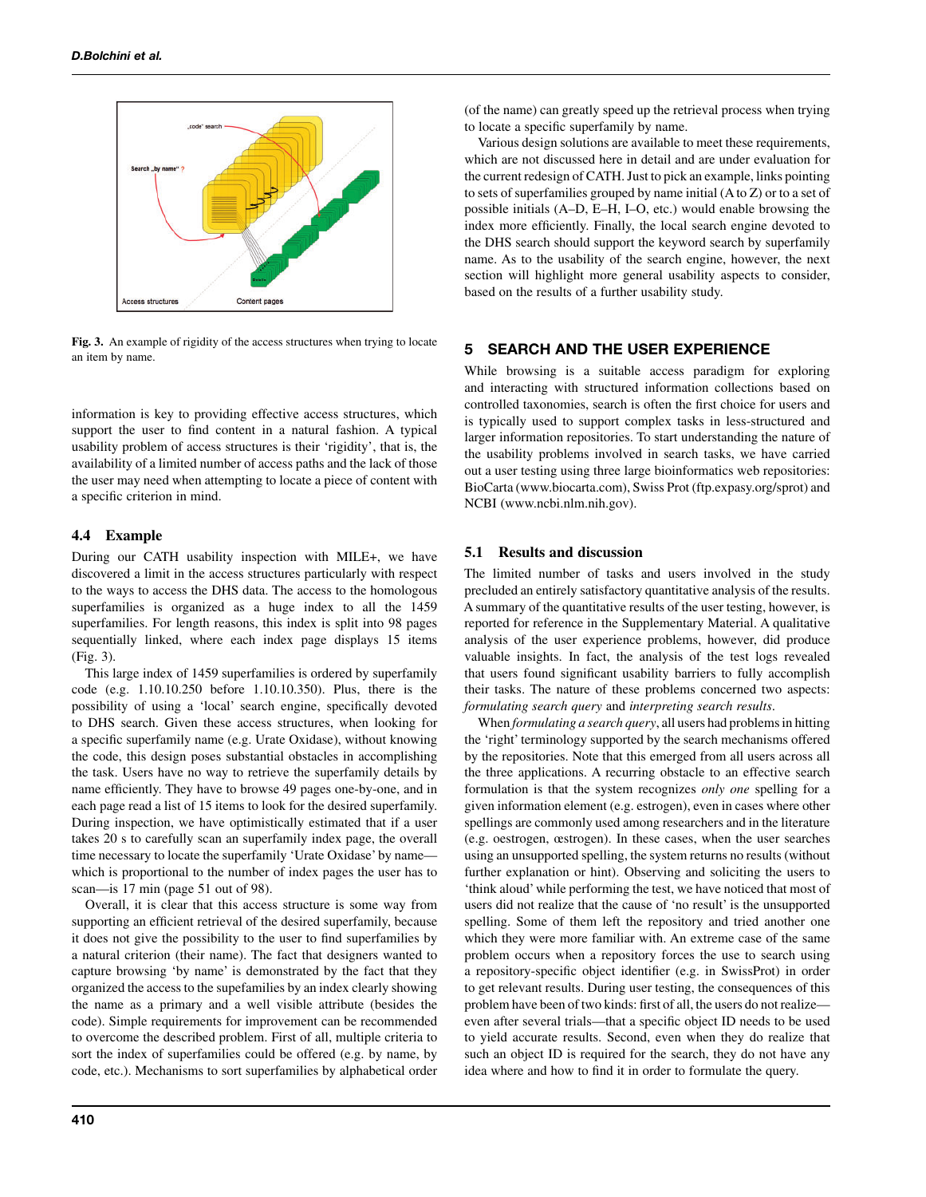Fig. 3. An example of rigidity of the access structures when trying to locate an item by name.

information is key to providing effective access structures, which support the user to find content in a natural fashion. A typical usability problem of access structures is their 'rigidity', that is, the availability of a limited number of access paths and the lack of those the user may need when attempting to locate a piece of content with a specific criterion in mind.

### 4.4 Example

During our CATH usability inspection with MILE+, we have discovered a limit in the access structures particularly with respect to the ways to access the DHS data. The access to the homologous superfamilies is organized as a huge index to all the 1459 superfamilies. For length reasons, this index is split into 98 pages sequentially linked, where each index page displays 15 items (Fig. 3).

This large index of 1459 superfamilies is ordered by superfamily code (e.g. 1.10.10.250 before 1.10.10.350). Plus, there is the possibility of using a 'local' search engine, specifically devoted to DHS search. Given these access structures, when looking for a specific superfamily name (e.g. Urate Oxidase), without knowing the code, this design poses substantial obstacles in accomplishing the task. Users have no way to retrieve the superfamily details by name efficiently. They have to browse 49 pages one-by-one, and in each page read a list of 15 items to look for the desired superfamily. During inspection, we have optimistically estimated that if a user takes 20 s to carefully scan an superfamily index page, the overall time necessary to locate the superfamily 'Urate Oxidase' by name—which is proportional to the number of index pages the user has to scan—is 17 min (page 51 out of 98).

Overall, it is clear that this access structure is some way from supporting an efficient retrieval of the desired superfamily, because it does not give the possibility to the user to find superfamilies by a natural criterion (their name). The fact that designers wanted to capture browsing 'by name' is demonstrated by the fact that they organized the access to the supefamilies by an index clearly showing the name as a primary and a well visible attribute (besides the code). Simple requirements for improvement can be recommended to overcome the described problem. First of all, multiple criteria to sort the index of superfamilies could be offered (e.g. by name, by code, etc.). Mechanisms to sort superfamilies by alphabetical order (of the name) can greatly speed up the retrieval process when trying to locate a specific superfamily by name.

Various design solutions are available to meet these requirements, which are not discussed here in detail and are under evaluation for the current redesign of CATH. Just to pick an example, links pointing to sets of superfamilies grouped by name initial (A to Z) or to a set of possible initials (A–D, E–H, I–O, etc.) would enable browsing the index more efficiently. Finally, the local search engine devoted to the DHS search should support the keyword search by superfamily name. As to the usability of the search engine, however, the next section will highlight more general usability aspects to consider, based on the results of a further usability study.

## 5 SEARCH AND THE USER EXPERIENCE

While browsing is a suitable access paradigm for exploring and interacting with structured information collections based on controlled taxonomies, search is often the first choice for users and is typically used to support complex tasks in less-structured and larger information repositories. To start understanding the nature of the usability problems involved in search tasks, we have carried out a user testing using three large bioinformatics web repositories: BioCarta (www.biocarta.com), Swiss Prot (ftp.expasy.org/sprot) and NCBI (www.ncbi.nlm.nih.gov).

### 5.1 Results and discussion

The limited number of tasks and users involved in the study precluded an entirely satisfactory quantitative analysis of the results. A summary of the quantitative results of the user testing, however, is reported for reference in the Supplementary Material. A qualitative analysis of the user experience problems, however, did produce valuable insights. In fact, the analysis of the test logs revealed that users found significant usability barriers to fully accomplish their tasks. The nature of these problems concerned two aspects: *formulating search query* and *interpreting search results*.

When *formulating a search query*, all users had problems in hitting the 'right' terminology supported by the search mechanisms offered by the repositories. Note that this emerged from all users across all the three applications. A recurring obstacle to an effective search formulation is that the system recognizes *only one* spelling for a given information element (e.g. estrogen), even in cases where other spellings are commonly used among researchers and in the literature (e.g. oestrogen, œstrogen). In these cases, when the user searches using an unsupported spelling, the system returns no results (without further explanation or hint). Observing and soliciting the users to 'think aloud' while performing the test, we have noticed that most of users did not realize that the cause of 'no result' is the unsupported spelling. Some of them left the repository and tried another one which they were more familiar with. An extreme case of the same problem occurs when a repository forces the use to search using a repository-specific object identifier (e.g. in SwissProt) in order to get relevant results. During user testing, the consequences of this problem have been of two kinds: first of all, the users do not realize—even after several trials—that a specific object ID needs to be used to yield accurate results. Second, even when they do realize that such an object ID is required for the search, they do not have any idea where and how to find it in order to formulate the query.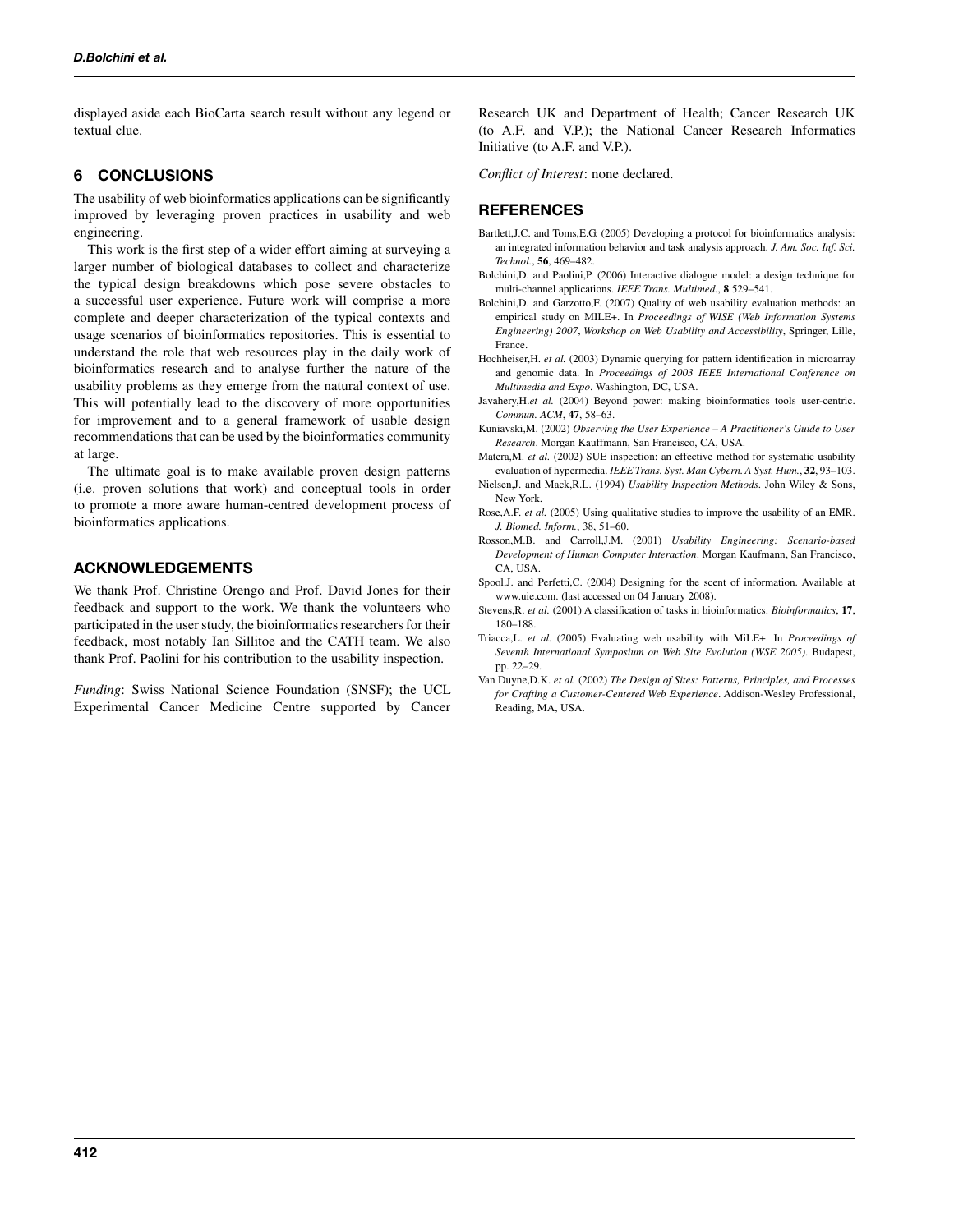displayed aside each BioCarta search result without any legend or textual clue.

## 6 CONCLUSIONS

The usability of web bioinformatics applications can be significantly improved by leveraging proven practices in usability and web engineering.

This work is the first step of a wider effort aiming at surveying a larger number of biological databases to collect and characterize the typical design breakdowns which pose severe obstacles to a successful user experience. Future work will comprise a more complete and deeper characterization of the typical contexts and usage scenarios of bioinformatics repositories. This is essential to understand the role that web resources play in the daily work of bioinformatics research and to analyse further the nature of the usability problems as they emerge from the natural context of use. This will potentially lead to the discovery of more opportunities for improvement and to a general framework of usable design recommendations that can be used by the bioinformatics community at large.

The ultimate goal is to make available proven design patterns (i.e. proven solutions that work) and conceptual tools in order to promote a more aware human-centred development process of bioinformatics applications.

## ACKNOWLEDGEMENTS

We thank Prof. Christine Orengo and Prof. David Jones for their feedback and support to the work. We thank the volunteers who participated in the user study, the bioinformatics researchers for their feedback, most notably Ian Sillitoe and the CATH team. We also thank Prof. Paolini for his contribution to the usability inspection.

*Funding*: Swiss National Science Foundation (SNSF); the UCL Experimental Cancer Medicine Centre supported by Cancer Research UK and Department of Health; Cancer Research UK (to A.F. and V.P.); the National Cancer Research Informatics Initiative (to A.F. and V.P.).

*Conflict of Interest*: none declared.

## REFERENCES

Bartlett,J.C. and Toms,E.G. (2005) Developing a protocol for bioinformatics analysis: an integrated information behavior and task analysis approach. *J. Am. Soc. Inf. Sci. Technol.*, **56**, 469–482.

Bolchini,D. and Paolini,P. (2006) Interactive dialogue model: a design technique for multi-channel applications. *IEEE Trans. Multimed.*, **8** 529–541.

Bolchini,D. and Garzotto,F. (2007) Quality of web usability evaluation methods: an empirical study on MILE+. In *Proceedings of WISE (Web Information Systems Engineering) 2007*, *Workshop on Web Usability and Accessibility*, Springer, Lille, France.

Hochheiser,H. *et al.* (2003) Dynamic querying for pattern identification in microarray and genomic data. In *Proceedings of 2003 IEEE International Conference on Multimedia and Expo*. Washington, DC, USA.

Javahery,H.*et al.* (2004) Beyond power: making bioinformatics tools user-centric. *Commun. ACM*, **47**, 58–63.

Kuniavski,M. (2002) *Observing the User Experience – A Practitioner's Guide to User Research*. Morgan Kauffmann, San Francisco, CA, USA.

Matera,M. *et al.* (2002) SUE inspection: an effective method for systematic usability evaluation of hypermedia. *IEEE Trans. Syst. Man Cybern. A Syst. Hum.*, **32**, 93–103.

Nielsen,J. and Mack,R.L. (1994) *Usability Inspection Methods*. John Wiley & Sons, New York.

Rose,A.F. *et al.* (2005) Using qualitative studies to improve the usability of an EMR. *J. Biomed. Inform.*, 38, 51–60.

Rosson,M.B. and Carroll,J.M. (2001) *Usability Engineering: Scenario-based Development of Human Computer Interaction*. Morgan Kaufmann, San Francisco, CA, USA.

Spool,J. and Perfetti,C. (2004) Designing for the scent of information. Available at www.uie.com. (last accessed on 04 January 2008).

Stevens,R. *et al.* (2001) A classification of tasks in bioinformatics. *Bioinformatics*, **17**, 180–188.

Triacca,L. *et al.* (2005) Evaluating web usability with MiLE+. In *Proceedings of Seventh International Symposium on Web Site Evolution (WSE 2005)*. Budapest, pp. 22–29.

Van Duyne,D.K. *et al.* (2002) *The Design of Sites: Patterns, Principles, and Processes for Crafting a Customer-Centered Web Experience*. Addison-Wesley Professional, Reading, MA, USA.